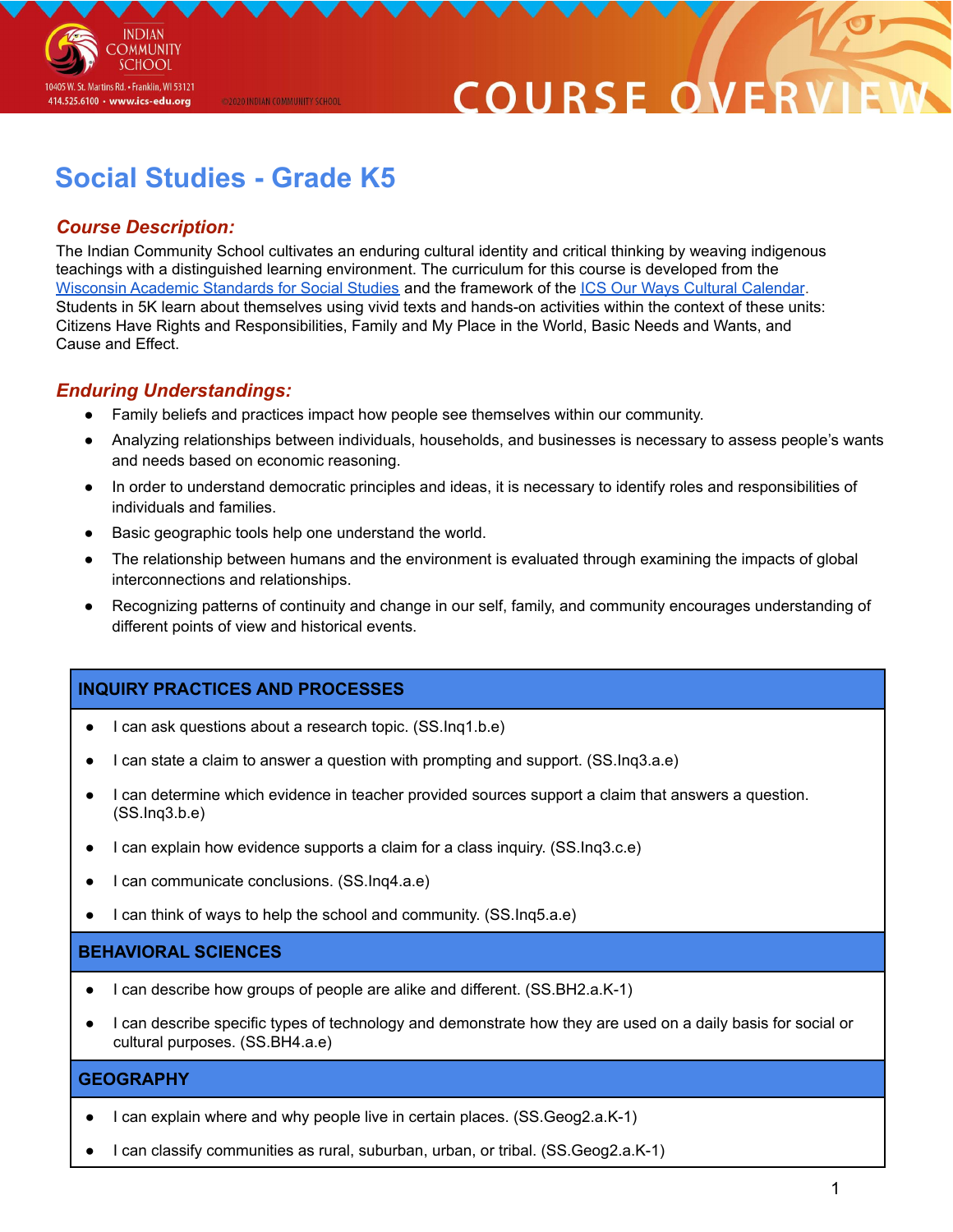# Social Studies - Grade K5

## *Course Description:*

The Indian Community School cultivates an enduring cultural identity and critical thinking by weaving indigenous teachings with a distinguished learning environment. The curriculum for this course is developed from the Wisconsin Academic Standards for Social Studies and the framework of the ICS Our Ways Cultural Calendar. Students in 5K learn about themselves using vivid texts and hands-on activities within the context of these units: Citizens Have Rights and Responsibilities, Family and My Place in the World, Basic Needs and Wants, and Cause and Effect.

## *Enduring Understandings:*

- Family beliefs and practices impact how people see themselves within our community.
- Analyzing relationships between individuals, households, and businesses is necessary to assess people's wants and needs based on economic reasoning.
- In order to understand democratic principles and ideas, it is necessary to identify roles and responsibilities of individuals and families.
- Basic geographic tools help one understand the world.
- The relationship between humans and the environment is evaluated through examining the impacts of global interconnections and relationships.
- Recognizing patterns of continuity and change in our self, family, and community encourages understanding of different points of view and historical events.

| INQUIRY PRACTICES AND PROCESSES |
|---|
| • I can ask questions about a research topic. (SS.Inq1.b.e)<br>• I can state a claim to answer a question with prompting and support. (SS.Inq3.a.e)<br>• I can determine which evidence in teacher provided sources support a claim that answers a question. (SS.Inq3.b.e)<br>• I can explain how evidence supports a claim for a class inquiry. (SS.Inq3.c.e)<br>• I can communicate conclusions. (SS.Inq4.a.e)<br>• I can think of ways to help the school and community. (SS.Inq5.a.e) |
| **BEHAVIORAL SCIENCES** |
| • I can describe how groups of people are alike and different. (SS.BH2.a.K-1)<br>• I can describe specific types of technology and demonstrate how they are used on a daily basis for social or cultural purposes. (SS.BH4.a.e) |
| **GEOGRAPHY** |
| • I can explain where and why people live in certain places. (SS.Geog2.a.K-1)<br>• I can classify communities as rural, suburban, urban, or tribal. (SS.Geog2.a.K-1) |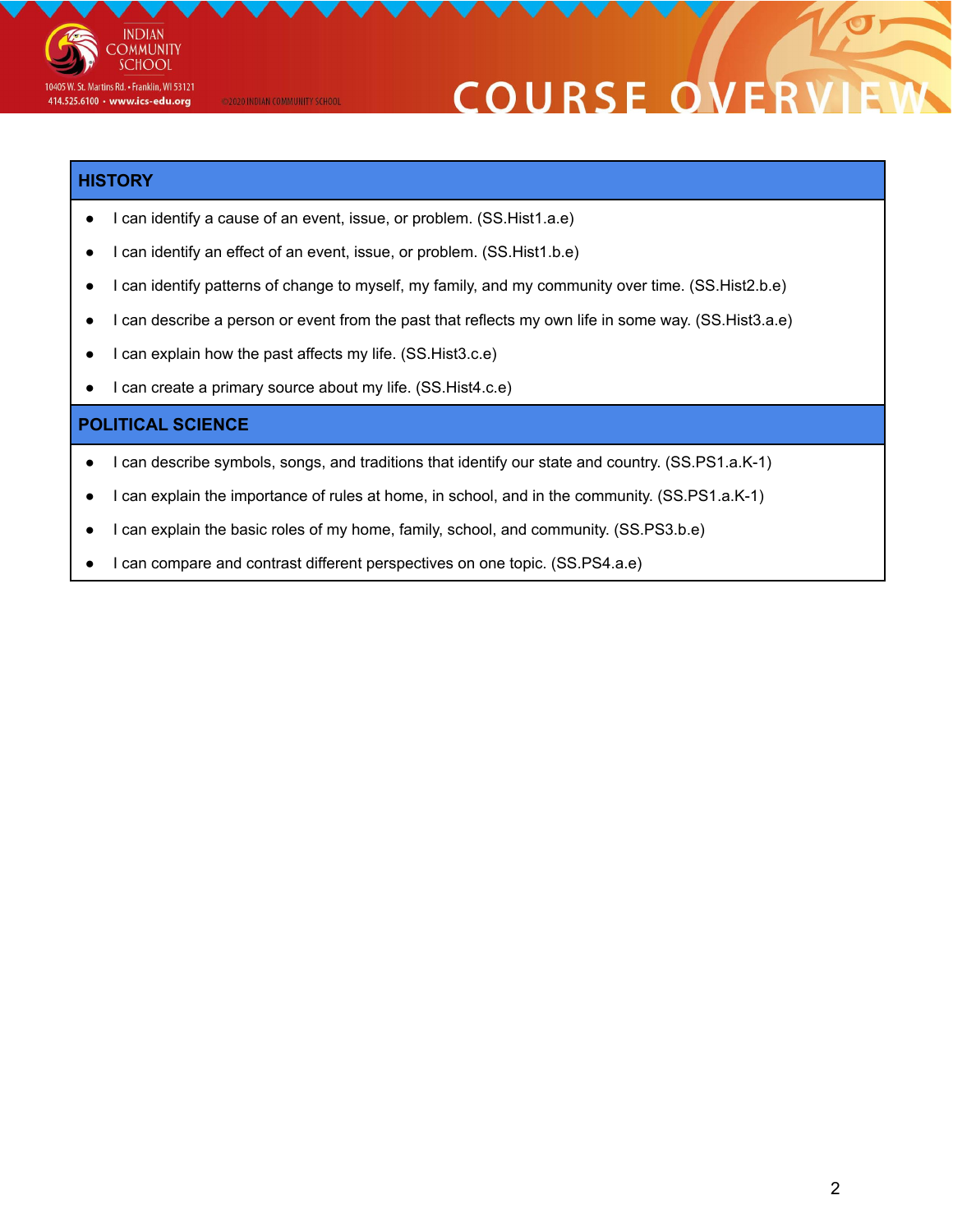## HISTORY

- I can identify a cause of an event, issue, or problem. (SS.Hist1.a.e)
- I can identify an effect of an event, issue, or problem. (SS.Hist1.b.e)
- I can identify patterns of change to myself, my family, and my community over time. (SS.Hist2.b.e)
- I can describe a person or event from the past that reflects my own life in some way. (SS.Hist3.a.e)
- I can explain how the past affects my life. (SS.Hist3.c.e)
- I can create a primary source about my life. (SS.Hist4.c.e)

## POLITICAL SCIENCE

- I can describe symbols, songs, and traditions that identify our state and country. (SS.PS1.a.K-1)
- I can explain the importance of rules at home, in school, and in the community. (SS.PS1.a.K-1)
- I can explain the basic roles of my home, family, school, and community. (SS.PS3.b.e)
- I can compare and contrast different perspectives on one topic. (SS.PS4.a.e)